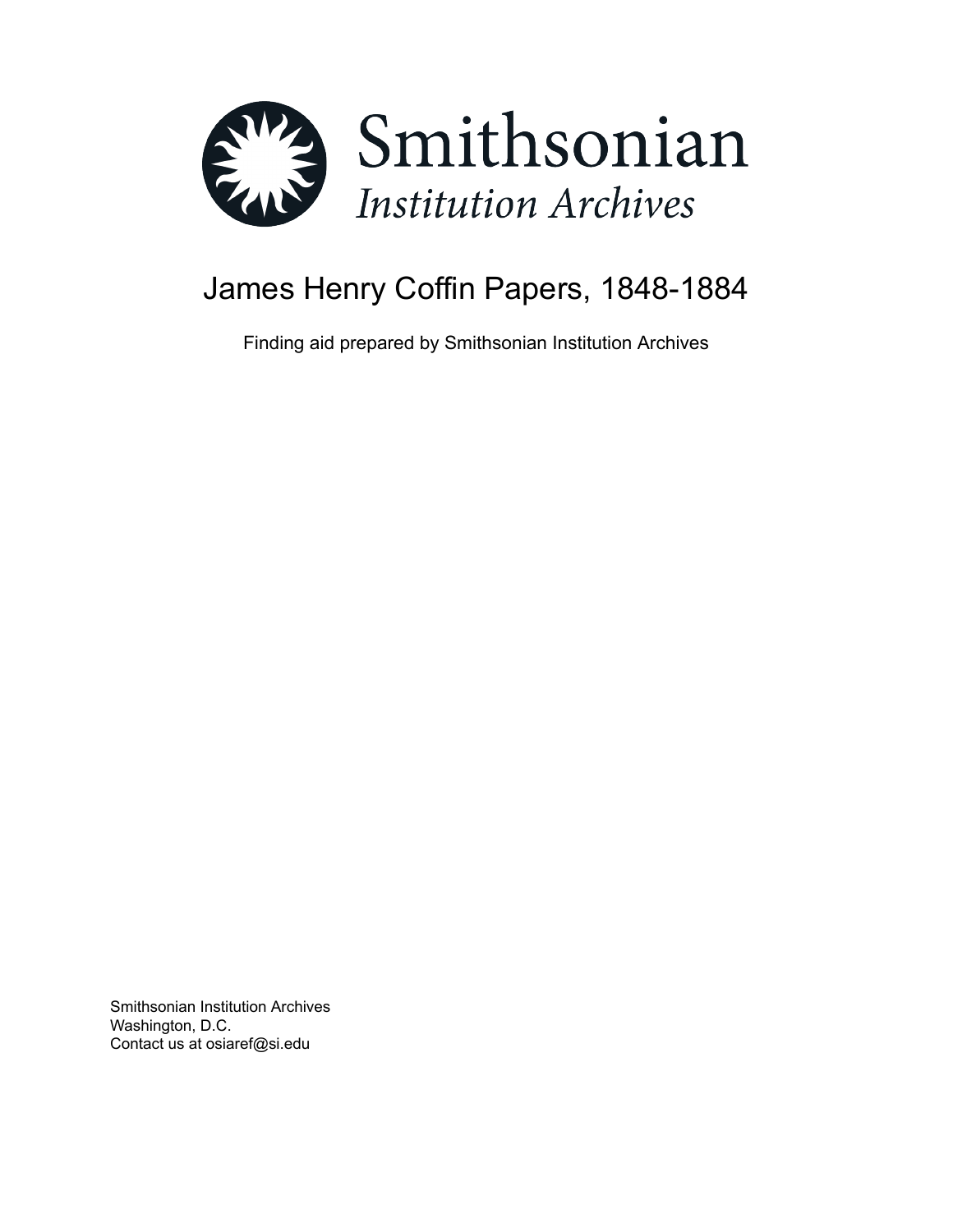Smithsonian Institution Archives

# James Henry Coffin Papers, 1848-1884

Finding aid prepared by Smithsonian Institution Archives

Smithsonian Institution Archives
Washington, D.C.
Contact us at osiaref@si.edu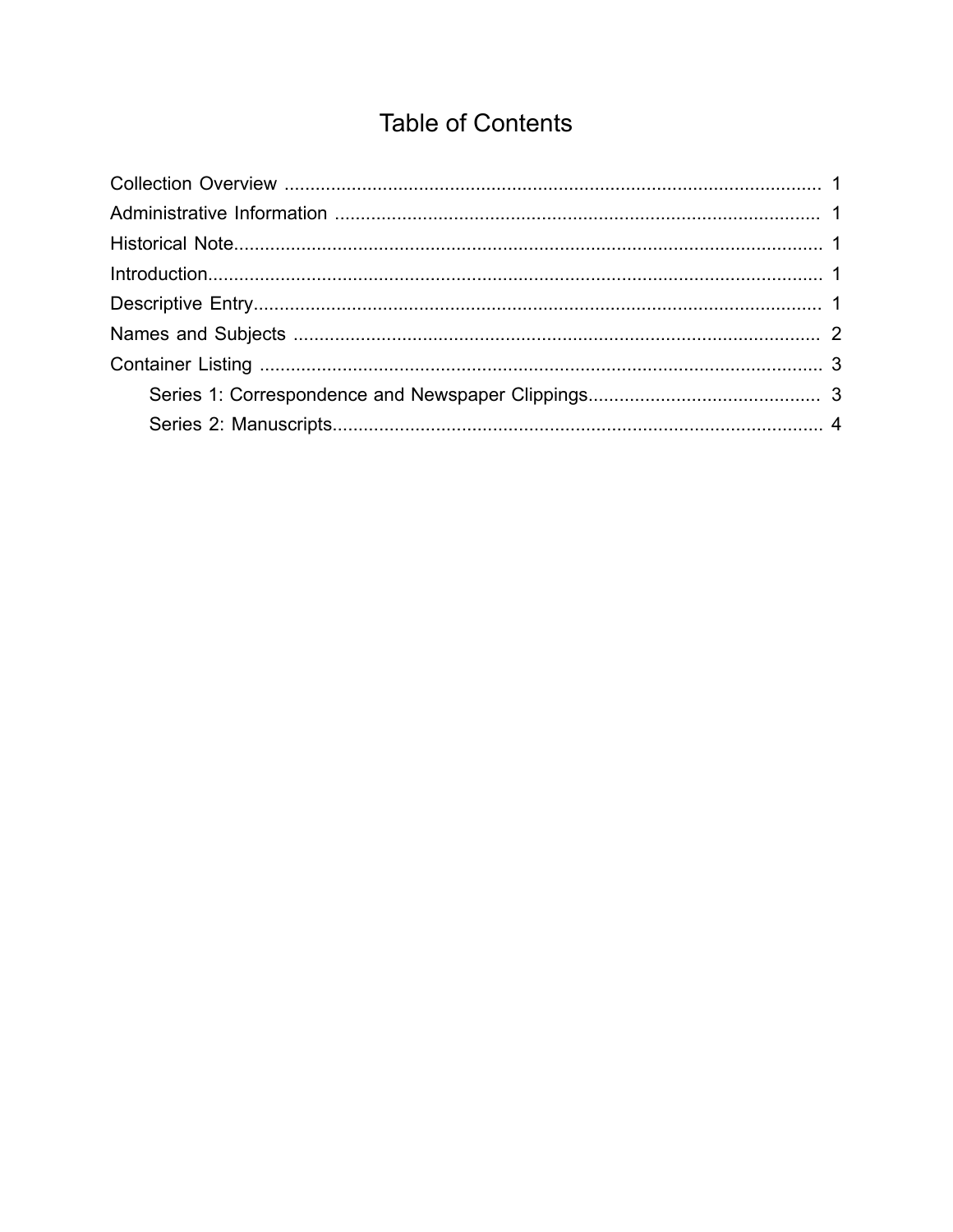# Table of Contents

- Collection Overview ........ 1
- Administrative Information ........ 1
- Historical Note ........ 1
- Introduction ........ 1
- Descriptive Entry ........ 1
- Names and Subjects ........ 2
- Container Listing ........ 3
    - Series 1: Correspondence and Newspaper Clippings ........ 3
    - Series 2: Manuscripts ........ 4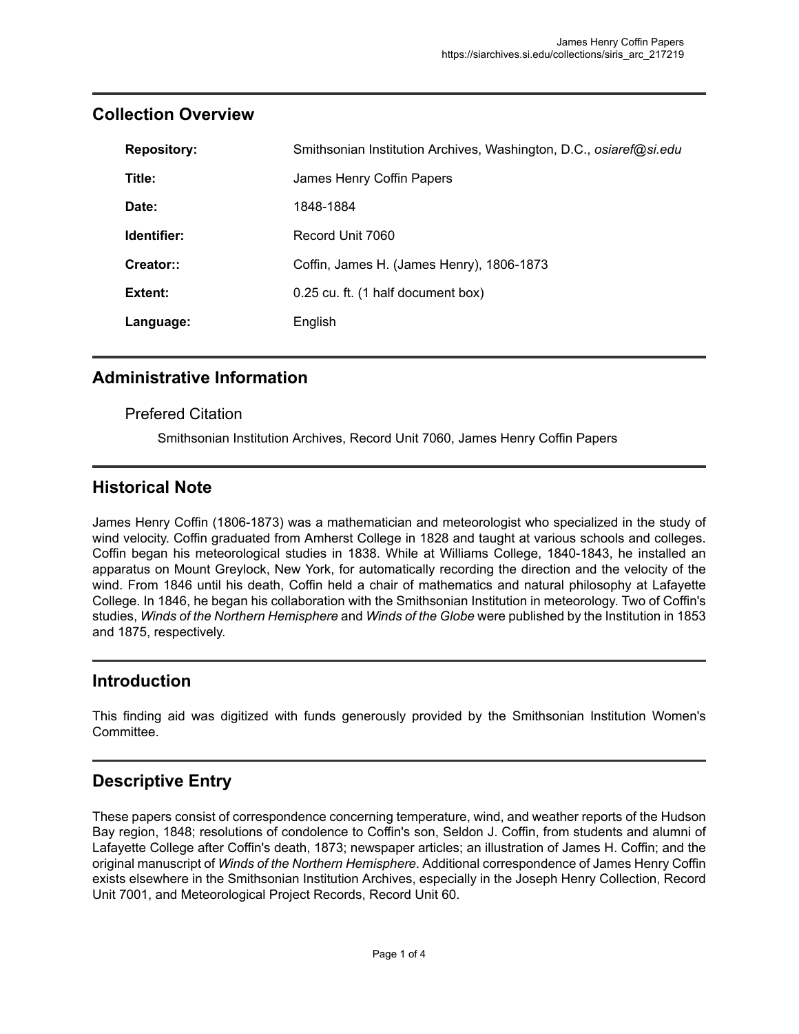## Collection Overview

| | |
|---|---|
| **Repository:** | Smithsonian Institution Archives, Washington, D.C., *osiaref@si.edu* |
| **Title:** | James Henry Coffin Papers |
| **Date:** | 1848-1884 |
| **Identifier:** | Record Unit 7060 |
| **Creator::** | Coffin, James H. (James Henry), 1806-1873 |
| **Extent:** | 0.25 cu. ft. (1 half document box) |
| **Language:** | English |

## Administrative Information

### Prefered Citation

Smithsonian Institution Archives, Record Unit 7060, James Henry Coffin Papers

## Historical Note

James Henry Coffin (1806-1873) was a mathematician and meteorologist who specialized in the study of wind velocity. Coffin graduated from Amherst College in 1828 and taught at various schools and colleges. Coffin began his meteorological studies in 1838. While at Williams College, 1840-1843, he installed an apparatus on Mount Greylock, New York, for automatically recording the direction and the velocity of the wind. From 1846 until his death, Coffin held a chair of mathematics and natural philosophy at Lafayette College. In 1846, he began his collaboration with the Smithsonian Institution in meteorology. Two of Coffin's studies, *Winds of the Northern Hemisphere* and *Winds of the Globe* were published by the Institution in 1853 and 1875, respectively.

## Introduction

This finding aid was digitized with funds generously provided by the Smithsonian Institution Women's Committee.

## Descriptive Entry

These papers consist of correspondence concerning temperature, wind, and weather reports of the Hudson Bay region, 1848; resolutions of condolence to Coffin's son, Seldon J. Coffin, from students and alumni of Lafayette College after Coffin's death, 1873; newspaper articles; an illustration of James H. Coffin; and the original manuscript of *Winds of the Northern Hemisphere*. Additional correspondence of James Henry Coffin exists elsewhere in the Smithsonian Institution Archives, especially in the Joseph Henry Collection, Record Unit 7001, and Meteorological Project Records, Record Unit 60.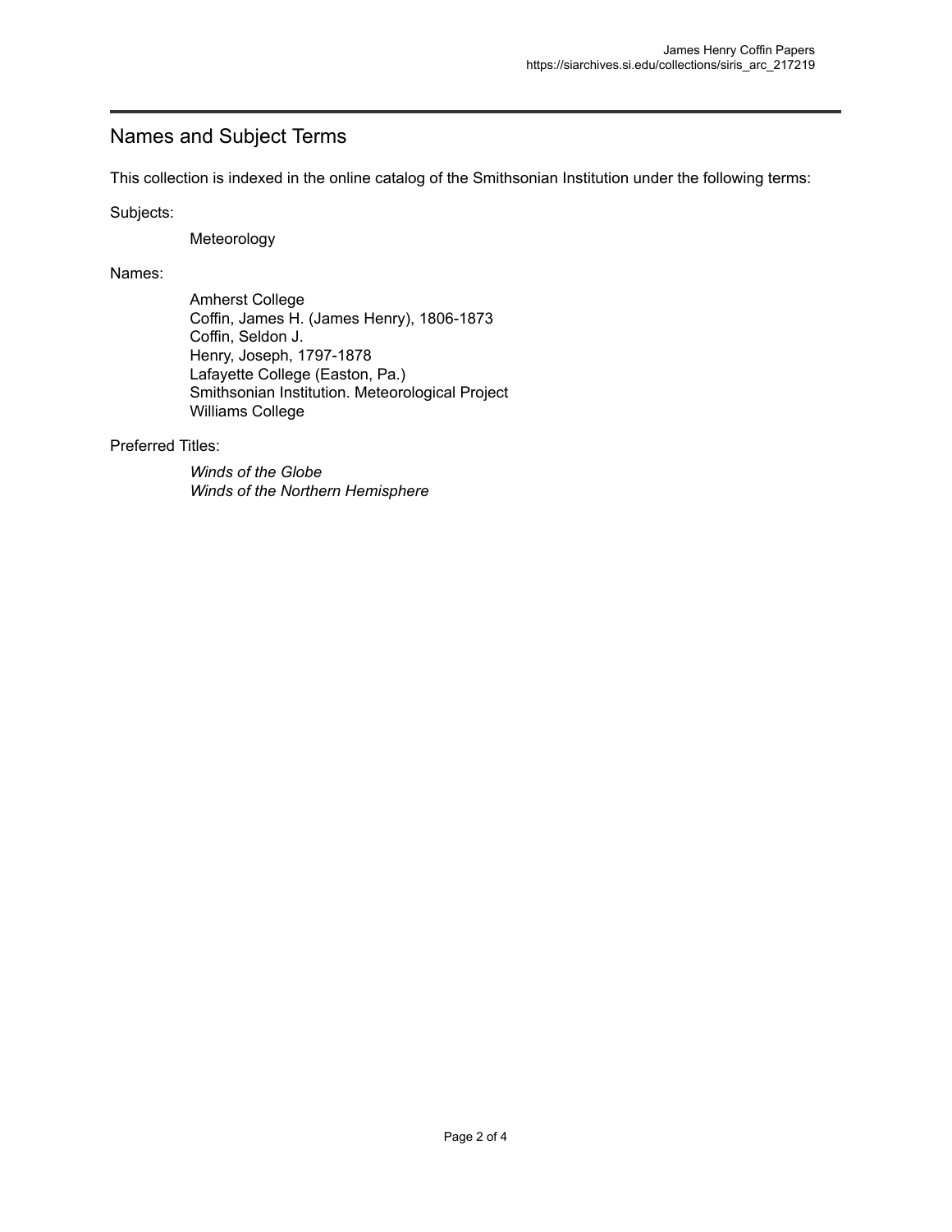## Names and Subject Terms

This collection is indexed in the online catalog of the Smithsonian Institution under the following terms:

Subjects:

Meteorology

Names:

Amherst College
Coffin, James H. (James Henry), 1806-1873
Coffin, Seldon J.
Henry, Joseph, 1797-1878
Lafayette College (Easton, Pa.)
Smithsonian Institution. Meteorological Project
Williams College

Preferred Titles:

*Winds of the Globe*
*Winds of the Northern Hemisphere*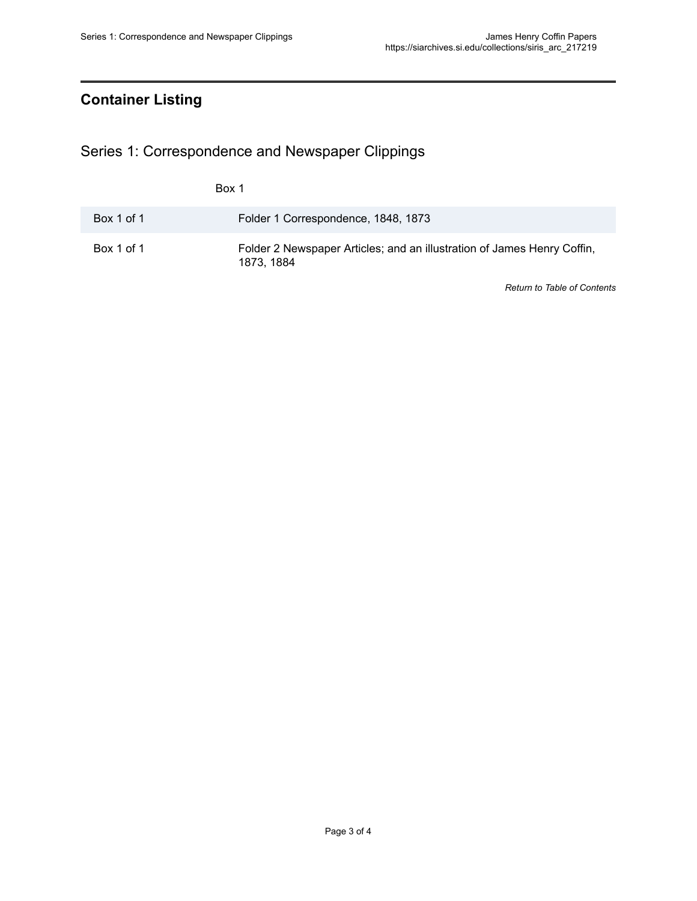## Container Listing

### Series 1: Correspondence and Newspaper Clippings

Box 1

| | |
|---|---|
| Box 1 of 1 | Folder 1 Correspondence, 1848, 1873 |
| Box 1 of 1 | Folder 2 Newspaper Articles; and an illustration of James Henry Coffin, 1873, 1884 |

*Return to Table of Contents*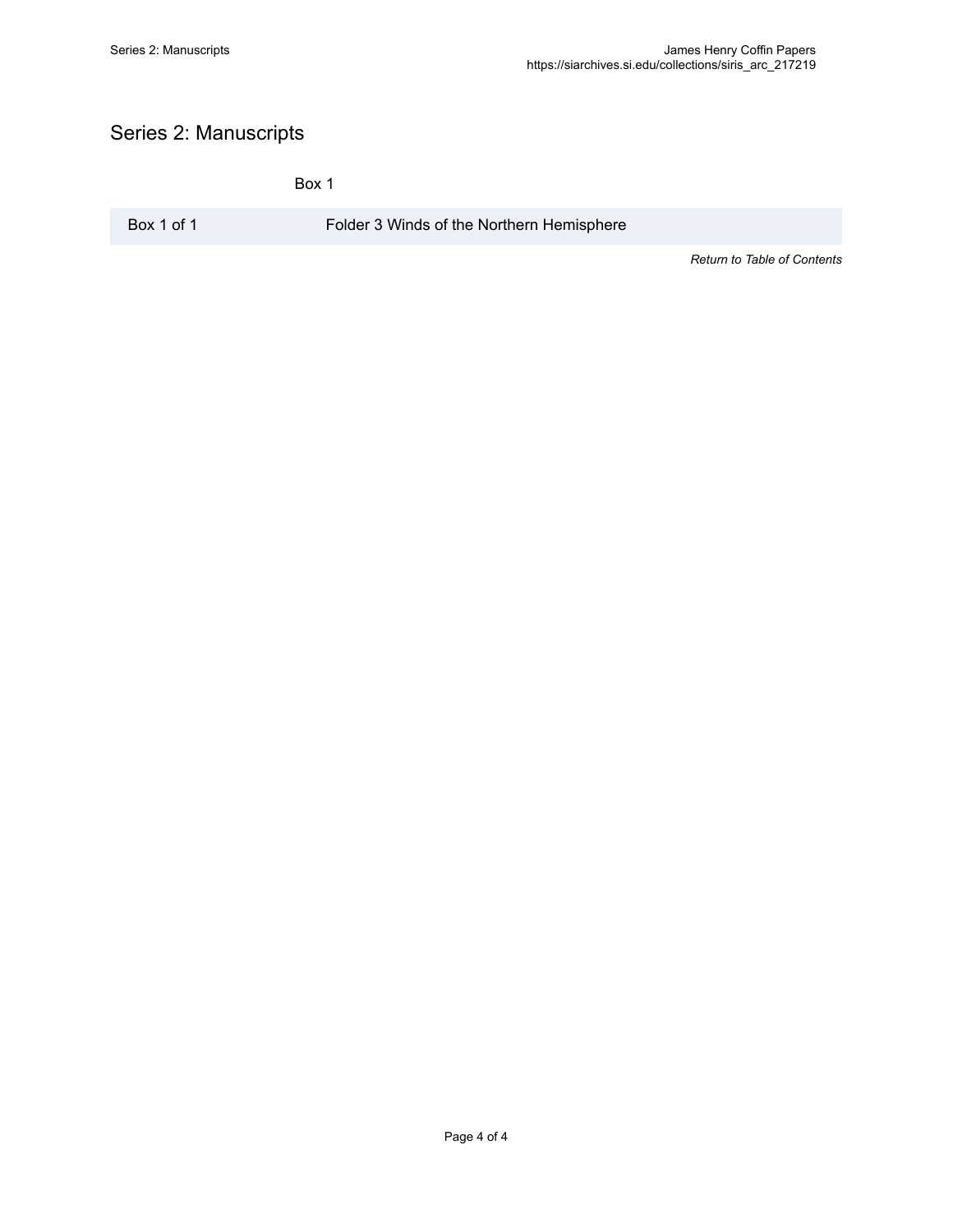## Series 2: Manuscripts

Box 1

| | |
|---|---|
| Box 1 of 1 | Folder 3 Winds of the Northern Hemisphere |

*Return to Table of Contents*